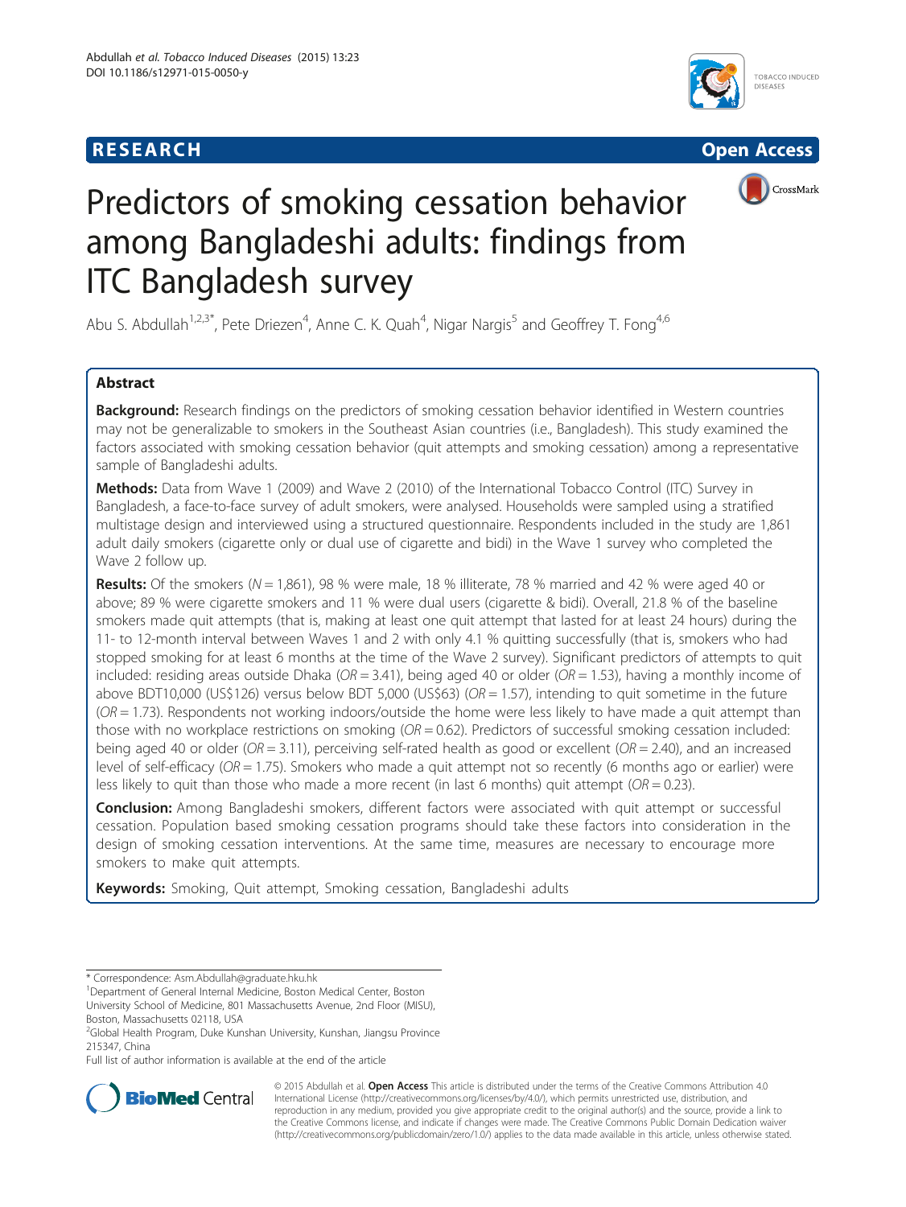**RESEARCH** **Open Access**

# Predictors of smoking cessation behavior among Bangladeshi adults: findings from ITC Bangladesh survey

Abu S. Abdullah[1,2,3*], Pete Driezen[4], Anne C. K. Quah[4], Nigar Nargis[5] and Geoffrey T. Fong[4,6]

## Abstract

**Background:** Research findings on the predictors of smoking cessation behavior identified in Western countries may not be generalizable to smokers in the Southeast Asian countries (i.e., Bangladesh). This study examined the factors associated with smoking cessation behavior (quit attempts and smoking cessation) among a representative sample of Bangladeshi adults.

**Methods:** Data from Wave 1 (2009) and Wave 2 (2010) of the International Tobacco Control (ITC) Survey in Bangladesh, a face-to-face survey of adult smokers, were analysed. Households were sampled using a stratified multistage design and interviewed using a structured questionnaire. Respondents included in the study are 1,861 adult daily smokers (cigarette only or dual use of cigarette and bidi) in the Wave 1 survey who completed the Wave 2 follow up.

**Results:** Of the smokers (*N* = 1,861), 98 % were male, 18 % illiterate, 78 % married and 42 % were aged 40 or above; 89 % were cigarette smokers and 11 % were dual users (cigarette & bidi). Overall, 21.8 % of the baseline smokers made quit attempts (that is, making at least one quit attempt that lasted for at least 24 hours) during the 11- to 12-month interval between Waves 1 and 2 with only 4.1 % quitting successfully (that is, smokers who had stopped smoking for at least 6 months at the time of the Wave 2 survey). Significant predictors of attempts to quit included: residing areas outside Dhaka (*OR* = 3.41), being aged 40 or older (*OR* = 1.53), having a monthly income of above BDT10,000 (US$126) versus below BDT 5,000 (US$63) (*OR* = 1.57), intending to quit sometime in the future (*OR* = 1.73). Respondents not working indoors/outside the home were less likely to have made a quit attempt than those with no workplace restrictions on smoking (*OR* = 0.62). Predictors of successful smoking cessation included: being aged 40 or older (*OR* = 3.11), perceiving self-rated health as good or excellent (*OR* = 2.40), and an increased level of self-efficacy (*OR* = 1.75). Smokers who made a quit attempt not so recently (6 months ago or earlier) were less likely to quit than those who made a more recent (in last 6 months) quit attempt (*OR* = 0.23).

**Conclusion:** Among Bangladeshi smokers, different factors were associated with quit attempt or successful cessation. Population based smoking cessation programs should take these factors into consideration in the design of smoking cessation interventions. At the same time, measures are necessary to encourage more smokers to make quit attempts.

**Keywords:** Smoking, Quit attempt, Smoking cessation, Bangladeshi adults

---

\* Correspondence: Asm.Abdullah@graduate.hku.hk

[1]Department of General Internal Medicine, Boston Medical Center, Boston University School of Medicine, 801 Massachusetts Avenue, 2nd Floor (MISU), Boston, Massachusetts 02118, USA

[2]Global Health Program, Duke Kunshan University, Kunshan, Jiangsu Province 215347, China

Full list of author information is available at the end of the article

© 2015 Abdullah et al. **Open Access** This article is distributed under the terms of the Creative Commons Attribution 4.0 International License (http://creativecommons.org/licenses/by/4.0/), which permits unrestricted use, distribution, and reproduction in any medium, provided you give appropriate credit to the original author(s) and the source, provide a link to the Creative Commons license, and indicate if changes were made. The Creative Commons Public Domain Dedication waiver (http://creativecommons.org/publicdomain/zero/1.0/) applies to the data made available in this article, unless otherwise stated.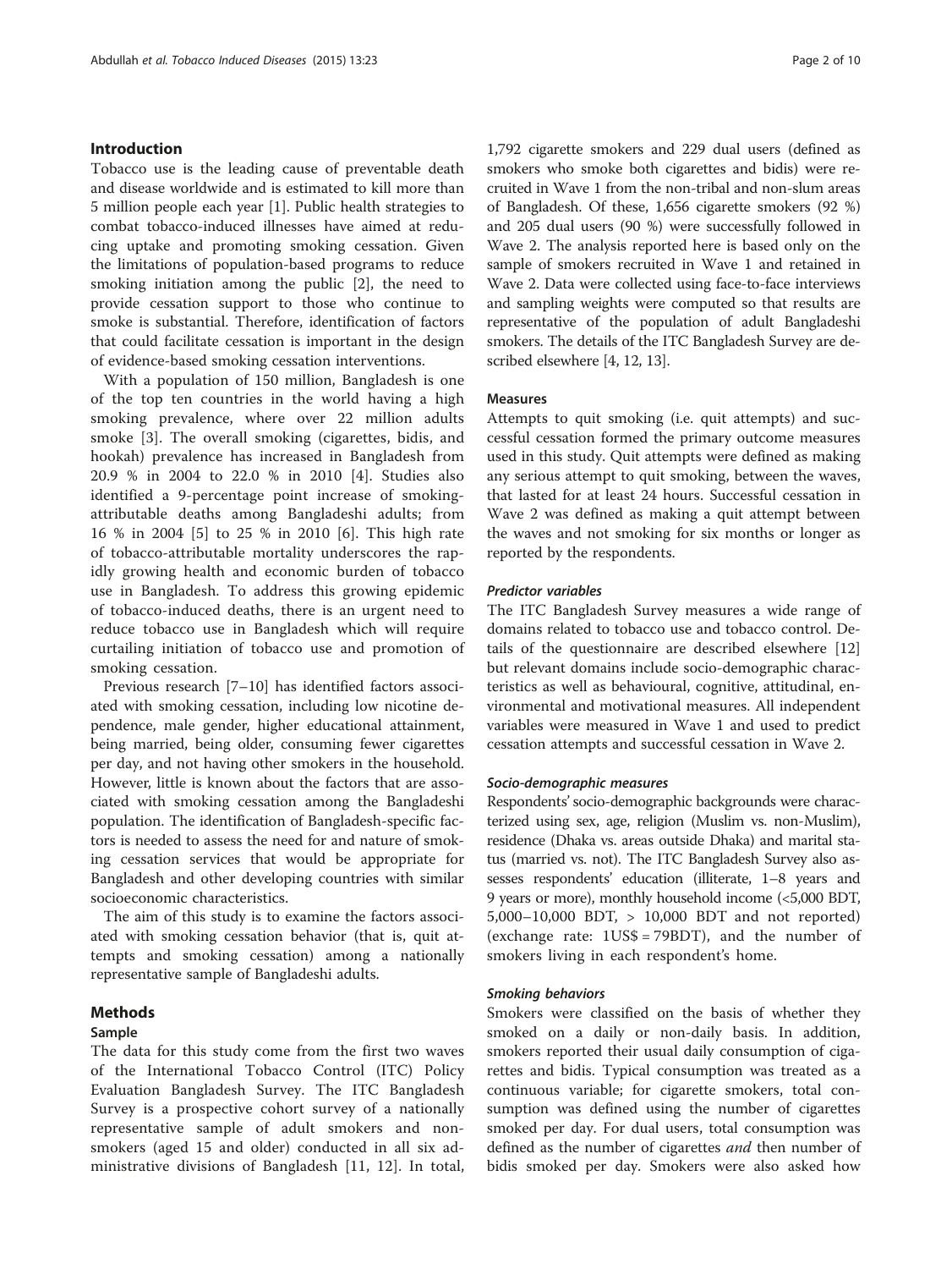## Introduction

Tobacco use is the leading cause of preventable death and disease worldwide and is estimated to kill more than 5 million people each year [1]. Public health strategies to combat tobacco-induced illnesses have aimed at reducing uptake and promoting smoking cessation. Given the limitations of population-based programs to reduce smoking initiation among the public [2], the need to provide cessation support to those who continue to smoke is substantial. Therefore, identification of factors that could facilitate cessation is important in the design of evidence-based smoking cessation interventions.

With a population of 150 million, Bangladesh is one of the top ten countries in the world having a high smoking prevalence, where over 22 million adults smoke [3]. The overall smoking (cigarettes, bidis, and hookah) prevalence has increased in Bangladesh from 20.9 % in 2004 to 22.0 % in 2010 [4]. Studies also identified a 9-percentage point increase of smoking-attributable deaths among Bangladeshi adults; from 16 % in 2004 [5] to 25 % in 2010 [6]. This high rate of tobacco-attributable mortality underscores the rapidly growing health and economic burden of tobacco use in Bangladesh. To address this growing epidemic of tobacco-induced deaths, there is an urgent need to reduce tobacco use in Bangladesh which will require curtailing initiation of tobacco use and promotion of smoking cessation.

Previous research [7–10] has identified factors associated with smoking cessation, including low nicotine dependence, male gender, higher educational attainment, being married, being older, consuming fewer cigarettes per day, and not having other smokers in the household. However, little is known about the factors that are associated with smoking cessation among the Bangladeshi population. The identification of Bangladesh-specific factors is needed to assess the need for and nature of smoking cessation services that would be appropriate for Bangladesh and other developing countries with similar socioeconomic characteristics.

The aim of this study is to examine the factors associated with smoking cessation behavior (that is, quit attempts and smoking cessation) among a nationally representative sample of Bangladeshi adults.

## Methods

### Sample

The data for this study come from the first two waves of the International Tobacco Control (ITC) Policy Evaluation Bangladesh Survey. The ITC Bangladesh Survey is a prospective cohort survey of a nationally representative sample of adult smokers and non-smokers (aged 15 and older) conducted in all six administrative divisions of Bangladesh [11, 12]. In total, 1,792 cigarette smokers and 229 dual users (defined as smokers who smoke both cigarettes and bidis) were recruited in Wave 1 from the non-tribal and non-slum areas of Bangladesh. Of these, 1,656 cigarette smokers (92 %) and 205 dual users (90 %) were successfully followed in Wave 2. The analysis reported here is based only on the sample of smokers recruited in Wave 1 and retained in Wave 2. Data were collected using face-to-face interviews and sampling weights were computed so that results are representative of the population of adult Bangladeshi smokers. The details of the ITC Bangladesh Survey are described elsewhere [4, 12, 13].

### Measures

Attempts to quit smoking (i.e. quit attempts) and successful cessation formed the primary outcome measures used in this study. Quit attempts were defined as making any serious attempt to quit smoking, between the waves, that lasted for at least 24 hours. Successful cessation in Wave 2 was defined as making a quit attempt between the waves and not smoking for six months or longer as reported by the respondents.

#### *Predictor variables*

The ITC Bangladesh Survey measures a wide range of domains related to tobacco use and tobacco control. Details of the questionnaire are described elsewhere [12] but relevant domains include socio-demographic characteristics as well as behavioural, cognitive, attitudinal, environmental and motivational measures. All independent variables were measured in Wave 1 and used to predict cessation attempts and successful cessation in Wave 2.

#### *Socio-demographic measures*

Respondents' socio-demographic backgrounds were characterized using sex, age, religion (Muslim vs. non-Muslim), residence (Dhaka vs. areas outside Dhaka) and marital status (married vs. not). The ITC Bangladesh Survey also assesses respondents' education (illiterate, 1–8 years and 9 years or more), monthly household income (<5,000 BDT, 5,000–10,000 BDT, > 10,000 BDT and not reported) (exchange rate: 1US$ = 79BDT), and the number of smokers living in each respondent's home.

#### *Smoking behaviors*

Smokers were classified on the basis of whether they smoked on a daily or non-daily basis. In addition, smokers reported their usual daily consumption of cigarettes and bidis. Typical consumption was treated as a continuous variable; for cigarette smokers, total consumption was defined using the number of cigarettes smoked per day. For dual users, total consumption was defined as the number of cigarettes *and* then number of bidis smoked per day. Smokers were also asked how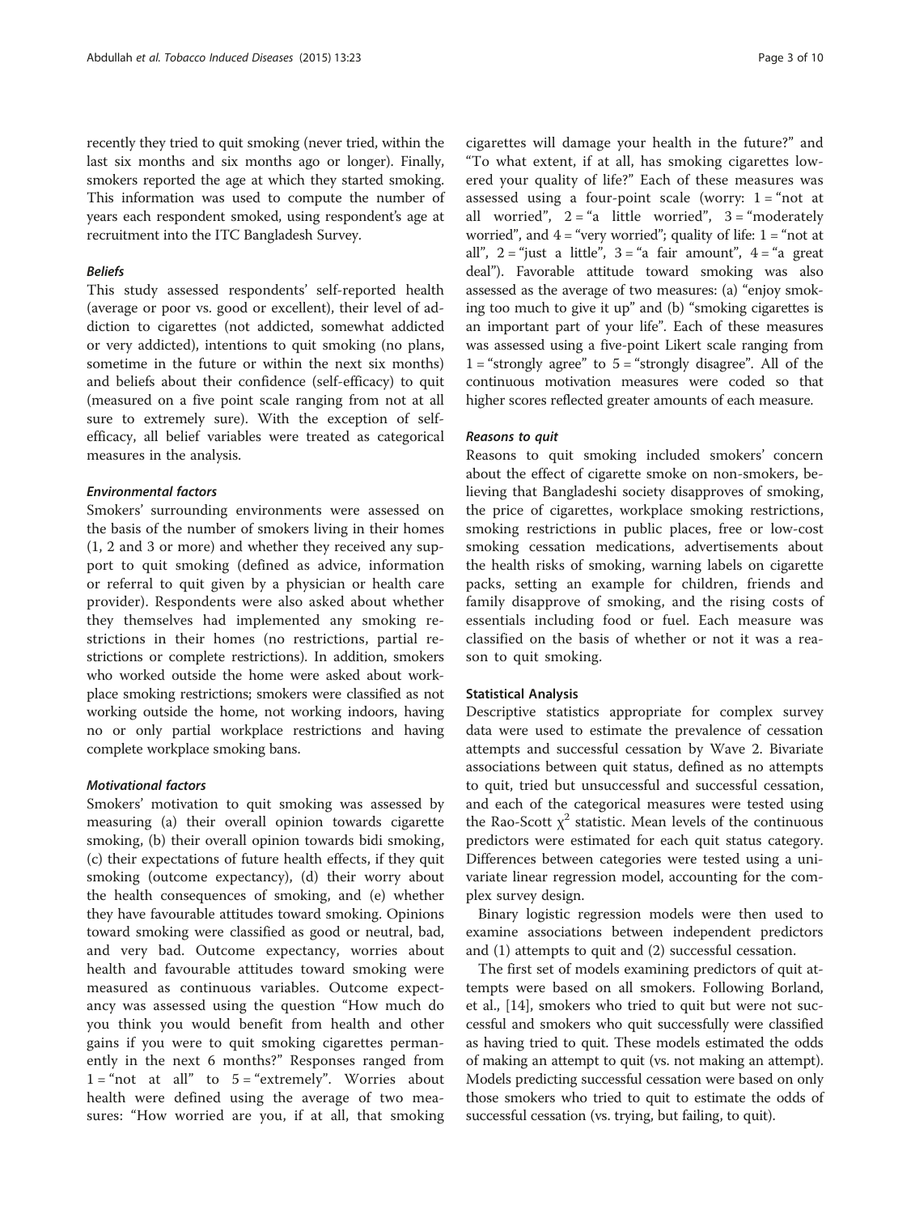recently they tried to quit smoking (never tried, within the last six months and six months ago or longer). Finally, smokers reported the age at which they started smoking. This information was used to compute the number of years each respondent smoked, using respondent's age at recruitment into the ITC Bangladesh Survey.

#### *Beliefs*

This study assessed respondents' self-reported health (average or poor vs. good or excellent), their level of addiction to cigarettes (not addicted, somewhat addicted or very addicted), intentions to quit smoking (no plans, sometime in the future or within the next six months) and beliefs about their confidence (self-efficacy) to quit (measured on a five point scale ranging from not at all sure to extremely sure). With the exception of self-efficacy, all belief variables were treated as categorical measures in the analysis.

#### *Environmental factors*

Smokers' surrounding environments were assessed on the basis of the number of smokers living in their homes (1, 2 and 3 or more) and whether they received any support to quit smoking (defined as advice, information or referral to quit given by a physician or health care provider). Respondents were also asked about whether they themselves had implemented any smoking restrictions in their homes (no restrictions, partial restrictions or complete restrictions). In addition, smokers who worked outside the home were asked about workplace smoking restrictions; smokers were classified as not working outside the home, not working indoors, having no or only partial workplace restrictions and having complete workplace smoking bans.

#### *Motivational factors*

Smokers' motivation to quit smoking was assessed by measuring (a) their overall opinion towards cigarette smoking, (b) their overall opinion towards bidi smoking, (c) their expectations of future health effects, if they quit smoking (outcome expectancy), (d) their worry about the health consequences of smoking, and (e) whether they have favourable attitudes toward smoking. Opinions toward smoking were classified as good or neutral, bad, and very bad. Outcome expectancy, worries about health and favourable attitudes toward smoking were measured as continuous variables. Outcome expectancy was assessed using the question "How much do you think you would benefit from health and other gains if you were to quit smoking cigarettes permanently in the next 6 months?" Responses ranged from 1 = "not at all" to 5 = "extremely". Worries about health were defined using the average of two measures: "How worried are you, if at all, that smoking cigarettes will damage your health in the future?" and "To what extent, if at all, has smoking cigarettes lowered your quality of life?" Each of these measures was assessed using a four-point scale (worry: 1 = "not at all worried", 2 = "a little worried", 3 = "moderately worried", and 4 = "very worried"; quality of life: 1 = "not at all", 2 = "just a little", 3 = "a fair amount", 4 = "a great deal"). Favorable attitude toward smoking was also assessed as the average of two measures: (a) "enjoy smoking too much to give it up" and (b) "smoking cigarettes is an important part of your life". Each of these measures was assessed using a five-point Likert scale ranging from 1 = "strongly agree" to 5 = "strongly disagree". All of the continuous motivation measures were coded so that higher scores reflected greater amounts of each measure.

#### *Reasons to quit*

Reasons to quit smoking included smokers' concern about the effect of cigarette smoke on non-smokers, believing that Bangladeshi society disapproves of smoking, the price of cigarettes, workplace smoking restrictions, smoking restrictions in public places, free or low-cost smoking cessation medications, advertisements about the health risks of smoking, warning labels on cigarette packs, setting an example for children, friends and family disapprove of smoking, and the rising costs of essentials including food or fuel. Each measure was classified on the basis of whether or not it was a reason to quit smoking.

### Statistical Analysis

Descriptive statistics appropriate for complex survey data were used to estimate the prevalence of cessation attempts and successful cessation by Wave 2. Bivariate associations between quit status, defined as no attempts to quit, tried but unsuccessful and successful cessation, and each of the categorical measures were tested using the Rao-Scott $\chi^2$ statistic. Mean levels of the continuous predictors were estimated for each quit status category. Differences between categories were tested using a univariate linear regression model, accounting for the complex survey design.

Binary logistic regression models were then used to examine associations between independent predictors and (1) attempts to quit and (2) successful cessation.

The first set of models examining predictors of quit attempts were based on all smokers. Following Borland, et al., [14], smokers who tried to quit but were not successful and smokers who quit successfully were classified as having tried to quit. These models estimated the odds of making an attempt to quit (vs. not making an attempt). Models predicting successful cessation were based on only those smokers who tried to quit to estimate the odds of successful cessation (vs. trying, but failing, to quit).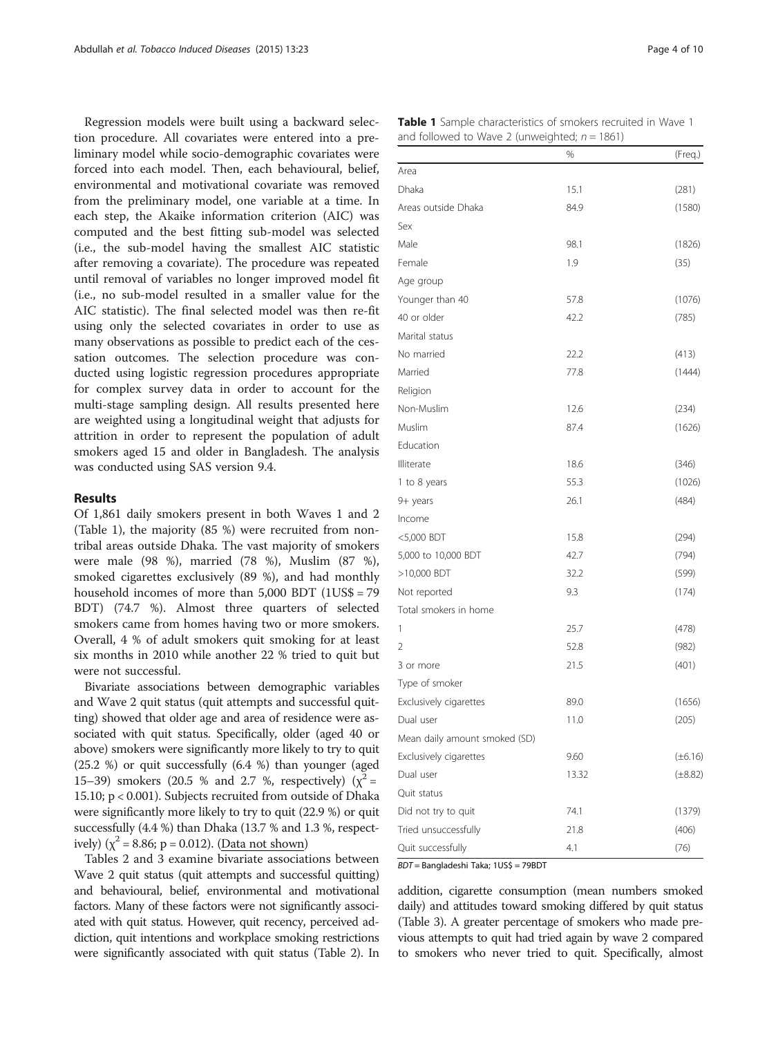Regression models were built using a backward selection procedure. All covariates were entered into a preliminary model while socio-demographic covariates were forced into each model. Then, each behavioural, belief, environmental and motivational covariate was removed from the preliminary model, one variable at a time. In each step, the Akaike information criterion (AIC) was computed and the best fitting sub-model was selected (i.e., the sub-model having the smallest AIC statistic after removing a covariate). The procedure was repeated until removal of variables no longer improved model fit (i.e., no sub-model resulted in a smaller value for the AIC statistic). The final selected model was then re-fit using only the selected covariates in order to use as many observations as possible to predict each of the cessation outcomes. The selection procedure was conducted using logistic regression procedures appropriate for complex survey data in order to account for the multi-stage sampling design. All results presented here are weighted using a longitudinal weight that adjusts for attrition in order to represent the population of adult smokers aged 15 and older in Bangladesh. The analysis was conducted using SAS version 9.4.

## Results

Of 1,861 daily smokers present in both Waves 1 and 2 (Table 1), the majority (85 %) were recruited from non-tribal areas outside Dhaka. The vast majority of smokers were male (98 %), married (78 %), Muslim (87 %), smoked cigarettes exclusively (89 %), and had monthly household incomes of more than 5,000 BDT (1US$ = 79 BDT) (74.7 %). Almost three quarters of selected smokers came from homes having two or more smokers. Overall, 4 % of adult smokers quit smoking for at least six months in 2010 while another 22 % tried to quit but were not successful.

Bivariate associations between demographic variables and Wave 2 quit status (quit attempts and successful quitting) showed that older age and area of residence were associated with quit status. Specifically, older (aged 40 or above) smokers were significantly more likely to try to quit (25.2 %) or quit successfully (6.4 %) than younger (aged 15–39) smokers (20.5 % and 2.7 %, respectively) ($\chi^2$ = 15.10; $p < 0.001$). Subjects recruited from outside of Dhaka were significantly more likely to try to quit (22.9 %) or quit successfully (4.4 %) than Dhaka (13.7 % and 1.3 %, respectively) ($\chi^2$ = 8.86; $p = 0.012$). (Data not shown)

Tables 2 and 3 examine bivariate associations between Wave 2 quit status (quit attempts and successful quitting) and behavioural, belief, environmental and motivational factors. Many of these factors were not significantly associated with quit status. However, quit recency, perceived addiction, quit intentions and workplace smoking restrictions were significantly associated with quit status (Table 2). In addition, cigarette consumption (mean numbers smoked daily) and attitudes toward smoking differed by quit status (Table 3). A greater percentage of smokers who made previous attempts to quit had tried again by wave 2 compared to smokers who never tried to quit. Specifically, almost

**Table 1** Sample characteristics of smokers recruited in Wave 1 and followed to Wave 2 (unweighted; *n* = 1861)

| | % | (Freq.) |
|---|---|---|
| Area | | |
| Dhaka | 15.1 | (281) |
| Areas outside Dhaka | 84.9 | (1580) |
| Sex | | |
| Male | 98.1 | (1826) |
| Female | 1.9 | (35) |
| Age group | | |
| Younger than 40 | 57.8 | (1076) |
| 40 or older | 42.2 | (785) |
| Marital status | | |
| No married | 22.2 | (413) |
| Married | 77.8 | (1444) |
| Religion | | |
| Non-Muslim | 12.6 | (234) |
| Muslim | 87.4 | (1626) |
| Education | | |
| Illiterate | 18.6 | (346) |
| 1 to 8 years | 55.3 | (1026) |
| 9+ years | 26.1 | (484) |
| Income | | |
| <5,000 BDT | 15.8 | (294) |
| 5,000 to 10,000 BDT | 42.7 | (794) |
| >10,000 BDT | 32.2 | (599) |
| Not reported | 9.3 | (174) |
| Total smokers in home | | |
| 1 | 25.7 | (478) |
| 2 | 52.8 | (982) |
| 3 or more | 21.5 | (401) |
| Type of smoker | | |
| Exclusively cigarettes | 89.0 | (1656) |
| Dual user | 11.0 | (205) |
| Mean daily amount smoked (SD) | | |
| Exclusively cigarettes | 9.60 | (±6.16) |
| Dual user | 13.32 | (±8.82) |
| Quit status | | |
| Did not try to quit | 74.1 | (1379) |
| Tried unsuccessfully | 21.8 | (406) |
| Quit successfully | 4.1 | (76) |

*BDT* = Bangladeshi Taka; 1US$ = 79BDT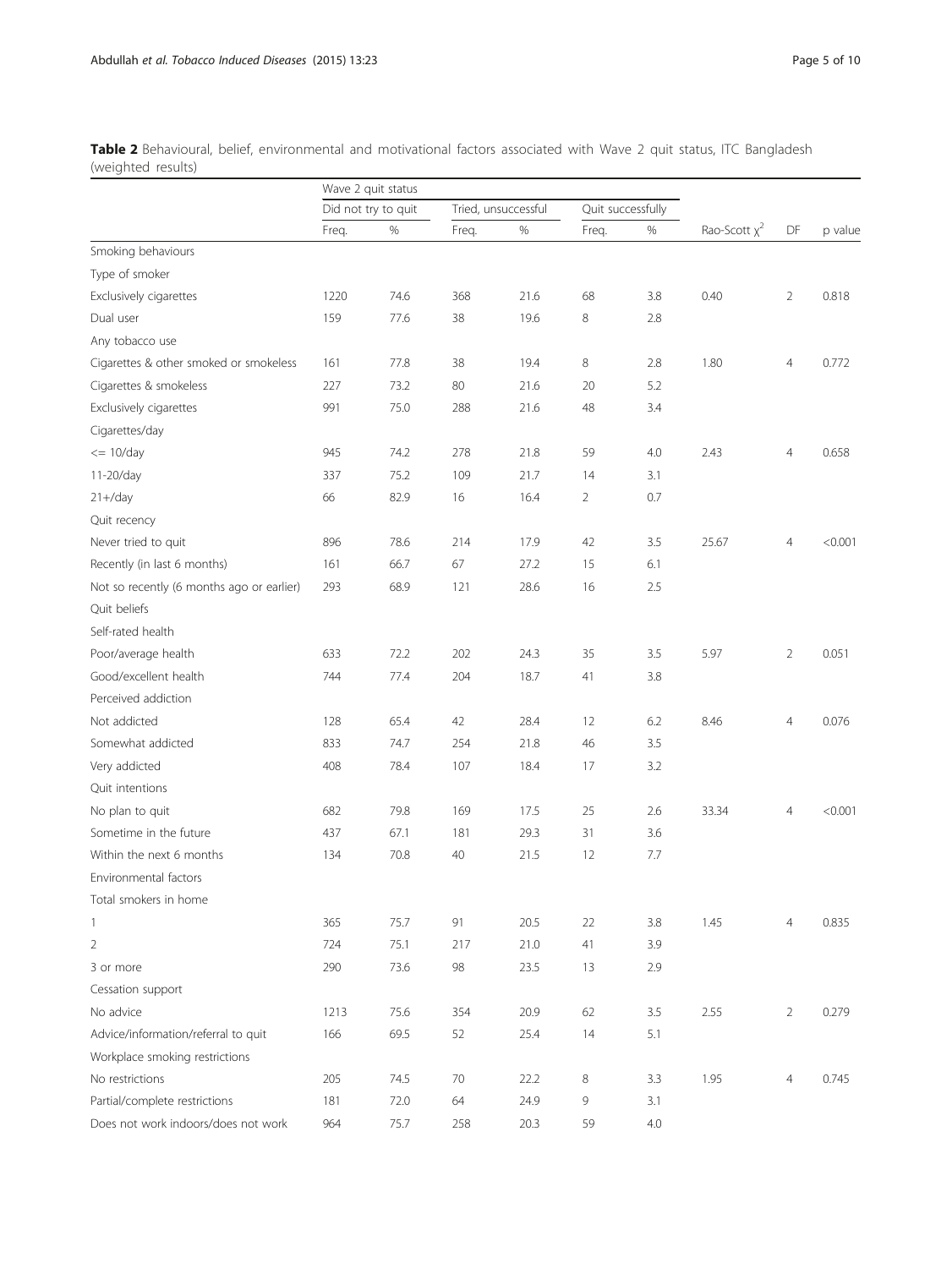**Table 2** Behavioural, belief, environmental and motivational factors associated with Wave 2 quit status, ITC Bangladesh (weighted results)

| | Wave 2 quit status | | | | | | | | |
|---|---|---|---|---|---|---|---|---|---|
| | Did not try to quit | | Tried, unsuccessful | | Quit successfully | | | | |
| | Freq. | % | Freq. | % | Freq. | % | Rao-Scott $\chi^2$ | DF | p value |
| Smoking behaviours | | | | | | | | | |
| Type of smoker | | | | | | | | | |
| Exclusively cigarettes | 1220 | 74.6 | 368 | 21.6 | 68 | 3.8 | 0.40 | 2 | 0.818 |
| Dual user | 159 | 77.6 | 38 | 19.6 | 8 | 2.8 | | | |
| Any tobacco use | | | | | | | | | |
| Cigarettes & other smoked or smokeless | 161 | 77.8 | 38 | 19.4 | 8 | 2.8 | 1.80 | 4 | 0.772 |
| Cigarettes & smokeless | 227 | 73.2 | 80 | 21.6 | 20 | 5.2 | | | |
| Exclusively cigarettes | 991 | 75.0 | 288 | 21.6 | 48 | 3.4 | | | |
| Cigarettes/day | | | | | | | | | |
| <= 10/day | 945 | 74.2 | 278 | 21.8 | 59 | 4.0 | 2.43 | 4 | 0.658 |
| 11-20/day | 337 | 75.2 | 109 | 21.7 | 14 | 3.1 | | | |
| 21+/day | 66 | 82.9 | 16 | 16.4 | 2 | 0.7 | | | |
| Quit recency | | | | | | | | | |
| Never tried to quit | 896 | 78.6 | 214 | 17.9 | 42 | 3.5 | 25.67 | 4 | <0.001 |
| Recently (in last 6 months) | 161 | 66.7 | 67 | 27.2 | 15 | 6.1 | | | |
| Not so recently (6 months ago or earlier) | 293 | 68.9 | 121 | 28.6 | 16 | 2.5 | | | |
| Quit beliefs | | | | | | | | | |
| Self-rated health | | | | | | | | | |
| Poor/average health | 633 | 72.2 | 202 | 24.3 | 35 | 3.5 | 5.97 | 2 | 0.051 |
| Good/excellent health | 744 | 77.4 | 204 | 18.7 | 41 | 3.8 | | | |
| Perceived addiction | | | | | | | | | |
| Not addicted | 128 | 65.4 | 42 | 28.4 | 12 | 6.2 | 8.46 | 4 | 0.076 |
| Somewhat addicted | 833 | 74.7 | 254 | 21.8 | 46 | 3.5 | | | |
| Very addicted | 408 | 78.4 | 107 | 18.4 | 17 | 3.2 | | | |
| Quit intentions | | | | | | | | | |
| No plan to quit | 682 | 79.8 | 169 | 17.5 | 25 | 2.6 | 33.34 | 4 | <0.001 |
| Sometime in the future | 437 | 67.1 | 181 | 29.3 | 31 | 3.6 | | | |
| Within the next 6 months | 134 | 70.8 | 40 | 21.5 | 12 | 7.7 | | | |
| Environmental factors | | | | | | | | | |
| Total smokers in home | | | | | | | | | |
| 1 | 365 | 75.7 | 91 | 20.5 | 22 | 3.8 | 1.45 | 4 | 0.835 |
| 2 | 724 | 75.1 | 217 | 21.0 | 41 | 3.9 | | | |
| 3 or more | 290 | 73.6 | 98 | 23.5 | 13 | 2.9 | | | |
| Cessation support | | | | | | | | | |
| No advice | 1213 | 75.6 | 354 | 20.9 | 62 | 3.5 | 2.55 | 2 | 0.279 |
| Advice/information/referral to quit | 166 | 69.5 | 52 | 25.4 | 14 | 5.1 | | | |
| Workplace smoking restrictions | | | | | | | | | |
| No restrictions | 205 | 74.5 | 70 | 22.2 | 8 | 3.3 | 1.95 | 4 | 0.745 |
| Partial/complete restrictions | 181 | 72.0 | 64 | 24.9 | 9 | 3.1 | | | |
| Does not work indoors/does not work | 964 | 75.7 | 258 | 20.3 | 59 | 4.0 | | | |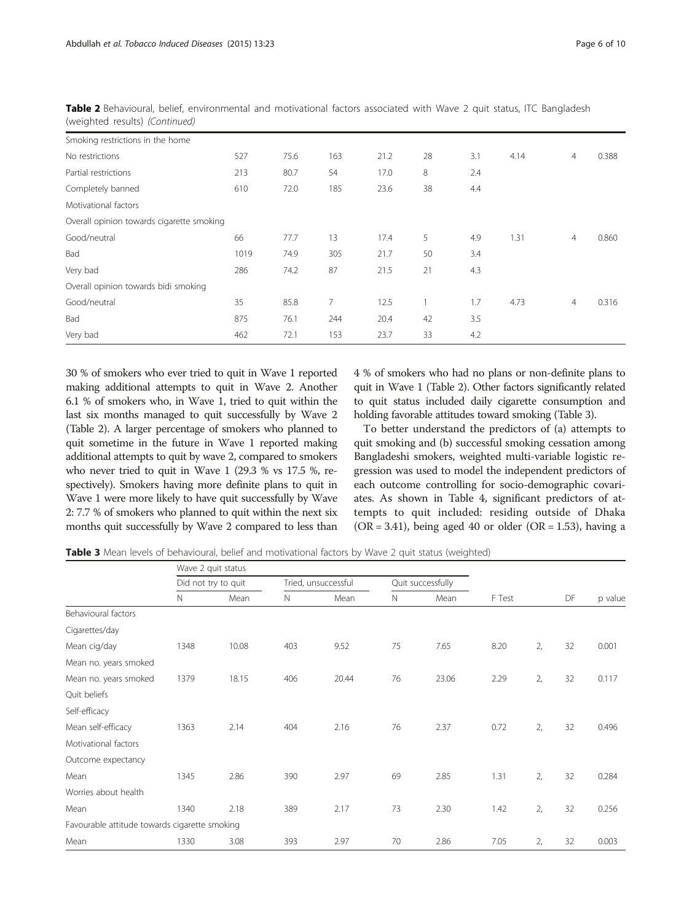**Table 2** Behavioural, belief, environmental and motivational factors associated with Wave 2 quit status, ITC Bangladesh (weighted results) *(Continued)*

| | | | | | | | | | |
|---|---|---|---|---|---|---|---|---|---|
| Smoking restrictions in the home | | | | | | | | | |
| No restrictions | 527 | 75.6 | 163 | 21.2 | 28 | 3.1 | 4.14 | 4 | 0.388 |
| Partial restrictions | 213 | 80.7 | 54 | 17.0 | 8 | 2.4 | | | |
| Completely banned | 610 | 72.0 | 185 | 23.6 | 38 | 4.4 | | | |
| Motivational factors | | | | | | | | | |
| Overall opinion towards cigarette smoking | | | | | | | | | |
| Good/neutral | 66 | 77.7 | 13 | 17.4 | 5 | 4.9 | 1.31 | 4 | 0.860 |
| Bad | 1019 | 74.9 | 305 | 21.7 | 50 | 3.4 | | | |
| Very bad | 286 | 74.2 | 87 | 21.5 | 21 | 4.3 | | | |
| Overall opinion towards bidi smoking | | | | | | | | | |
| Good/neutral | 35 | 85.8 | 7 | 12.5 | 1 | 1.7 | 4.73 | 4 | 0.316 |
| Bad | 875 | 76.1 | 244 | 20.4 | 42 | 3.5 | | | |
| Very bad | 462 | 72.1 | 153 | 23.7 | 33 | 4.2 | | | |

30 % of smokers who ever tried to quit in Wave 1 reported making additional attempts to quit in Wave 2. Another 6.1 % of smokers who, in Wave 1, tried to quit within the last six months managed to quit successfully by Wave 2 (Table 2). A larger percentage of smokers who planned to quit sometime in the future in Wave 1 reported making additional attempts to quit by wave 2, compared to smokers who never tried to quit in Wave 1 (29.3 % vs 17.5 %, respectively). Smokers having more definite plans to quit in Wave 1 were more likely to have quit successfully by Wave 2: 7.7 % of smokers who planned to quit within the next six months quit successfully by Wave 2 compared to less than 4 % of smokers who had no plans or non-definite plans to quit in Wave 1 (Table 2). Other factors significantly related to quit status included daily cigarette consumption and holding favorable attitudes toward smoking (Table 3).

To better understand the predictors of (a) attempts to quit smoking and (b) successful smoking cessation among Bangladeshi smokers, weighted multi-variable logistic regression was used to model the independent predictors of each outcome controlling for socio-demographic covariates. As shown in Table 4, significant predictors of attempts to quit included: residing outside of Dhaka (OR = 3.41), being aged 40 or older (OR = 1.53), having a

**Table 3** Mean levels of behavioural, belief and motivational factors by Wave 2 quit status (weighted)

| | Wave 2 quit status | | | | | | | | |
|---|---|---|---|---|---|---|---|---|---|
| | Did not try to quit | | Tried, unsuccessful | | Quit successfully | | | | |
| | N | Mean | N | Mean | N | Mean | F Test | DF | p value |
| Behavioural factors | | | | | | | | | |
| Cigarettes/day | | | | | | | | | |
| Mean cig/day | 1348 | 10.08 | 403 | 9.52 | 75 | 7.65 | 8.20 | 2, 32 | 0.001 |
| Mean no. years smoked | | | | | | | | | |
| Mean no. years smoked | 1379 | 18.15 | 406 | 20.44 | 76 | 23.06 | 2.29 | 2, 32 | 0.117 |
| Quit beliefs | | | | | | | | | |
| Self-efficacy | | | | | | | | | |
| Mean self-efficacy | 1363 | 2.14 | 404 | 2.16 | 76 | 2.37 | 0.72 | 2, 32 | 0.496 |
| Motivational factors | | | | | | | | | |
| Outcome expectancy | | | | | | | | | |
| Mean | 1345 | 2.86 | 390 | 2.97 | 69 | 2.85 | 1.31 | 2, 32 | 0.284 |
| Worries about health | | | | | | | | | |
| Mean | 1340 | 2.18 | 389 | 2.17 | 73 | 2.30 | 1.42 | 2, 32 | 0.256 |
| Favourable attitude towards cigarette smoking | | | | | | | | | |
| Mean | 1330 | 3.08 | 393 | 2.97 | 70 | 2.86 | 7.05 | 2, 32 | 0.003 |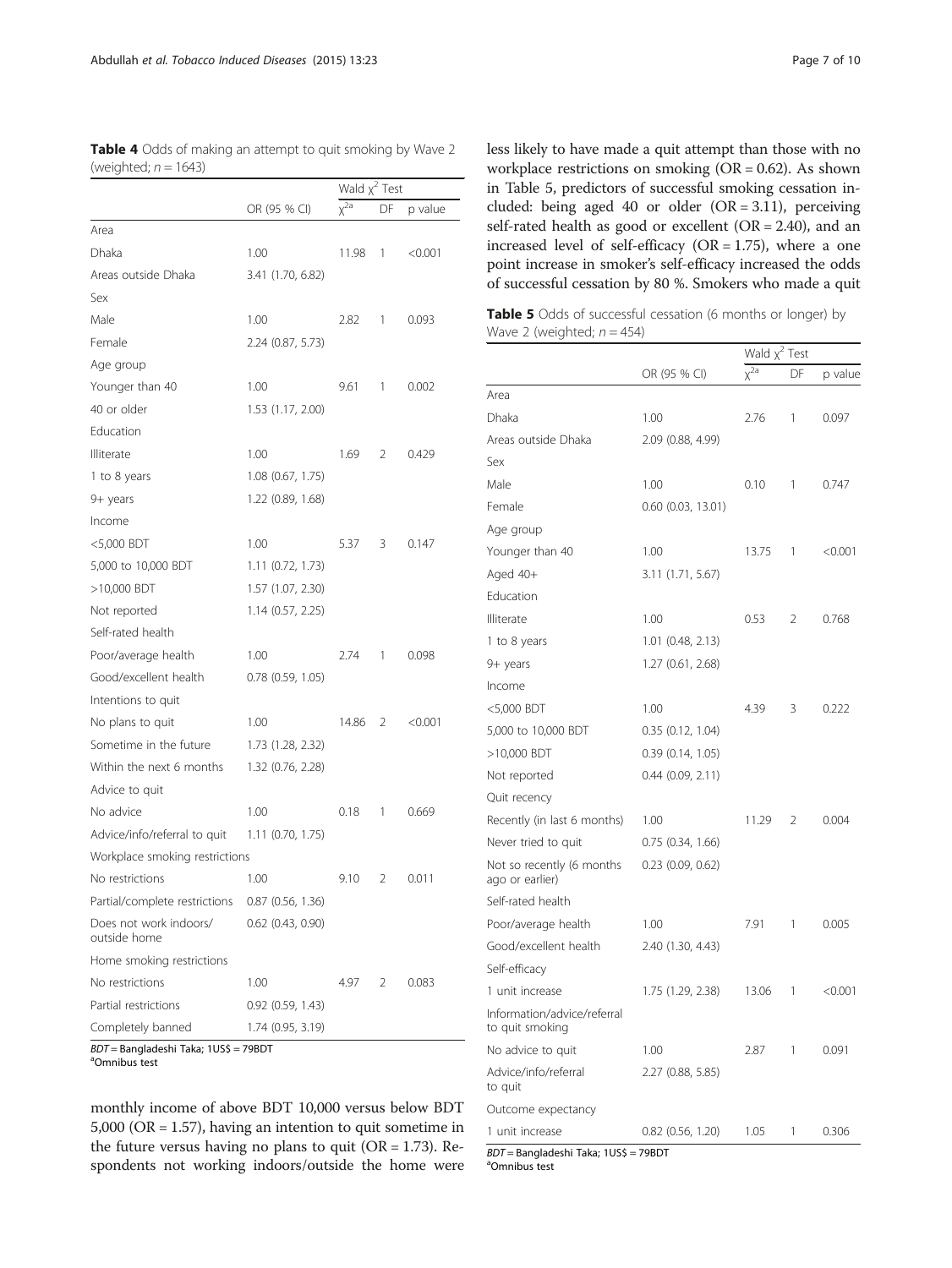**Table 4** Odds of making an attempt to quit smoking by Wave 2 (weighted; $n = 1643$)

| | OR (95 % CI) | Wald $\chi^2$ Test | | |
|---|---|---|---|---|
| | | $\chi^{2a}$ | DF | p value |
| Area | | | | |
| Dhaka | 1.00 | 11.98 | 1 | <0.001 |
| Areas outside Dhaka | 3.41 (1.70, 6.82) | | | |
| Sex | | | | |
| Male | 1.00 | 2.82 | 1 | 0.093 |
| Female | 2.24 (0.87, 5.73) | | | |
| Age group | | | | |
| Younger than 40 | 1.00 | 9.61 | 1 | 0.002 |
| 40 or older | 1.53 (1.17, 2.00) | | | |
| Education | | | | |
| Illiterate | 1.00 | 1.69 | 2 | 0.429 |
| 1 to 8 years | 1.08 (0.67, 1.75) | | | |
| 9+ years | 1.22 (0.89, 1.68) | | | |
| Income | | | | |
| <5,000 BDT | 1.00 | 5.37 | 3 | 0.147 |
| 5,000 to 10,000 BDT | 1.11 (0.72, 1.73) | | | |
| >10,000 BDT | 1.57 (1.07, 2.30) | | | |
| Not reported | 1.14 (0.57, 2.25) | | | |
| Self-rated health | | | | |
| Poor/average health | 1.00 | 2.74 | 1 | 0.098 |
| Good/excellent health | 0.78 (0.59, 1.05) | | | |
| Intentions to quit | | | | |
| No plans to quit | 1.00 | 14.86 | 2 | <0.001 |
| Sometime in the future | 1.73 (1.28, 2.32) | | | |
| Within the next 6 months | 1.32 (0.76, 2.28) | | | |
| Advice to quit | | | | |
| No advice | 1.00 | 0.18 | 1 | 0.669 |
| Advice/info/referral to quit | 1.11 (0.70, 1.75) | | | |
| Workplace smoking restrictions | | | | |
| No restrictions | 1.00 | 9.10 | 2 | 0.011 |
| Partial/complete restrictions | 0.87 (0.56, 1.36) | | | |
| Does not work indoors/ outside home | 0.62 (0.43, 0.90) | | | |
| Home smoking restrictions | | | | |
| No restrictions | 1.00 | 4.97 | 2 | 0.083 |
| Partial restrictions | 0.92 (0.59, 1.43) | | | |
| Completely banned | 1.74 (0.95, 3.19) | | | |

*BDT* = Bangladeshi Taka; 1US$ = 79BDT
[a]Omnibus test

monthly income of above BDT 10,000 versus below BDT 5,000 (OR = 1.57), having an intention to quit sometime in the future versus having no plans to quit (OR = 1.73). Respondents not working indoors/outside the home were less likely to have made a quit attempt than those with no workplace restrictions on smoking (OR = 0.62). As shown in Table 5, predictors of successful smoking cessation included: being aged 40 or older (OR = 3.11), perceiving self-rated health as good or excellent (OR = 2.40), and an increased level of self-efficacy (OR = 1.75), where a one point increase in smoker's self-efficacy increased the odds of successful cessation by 80 %. Smokers who made a quit

**Table 5** Odds of successful cessation (6 months or longer) by Wave 2 (weighted; $n = 454$)

| | OR (95 % CI) | Wald $\chi^2$ Test | | |
|---|---|---|---|---|
| | | $\chi^{2a}$ | DF | p value |
| Area | | | | |
| Dhaka | 1.00 | 2.76 | 1 | 0.097 |
| Areas outside Dhaka | 2.09 (0.88, 4.99) | | | |
| Sex | | | | |
| Male | 1.00 | 0.10 | 1 | 0.747 |
| Female | 0.60 (0.03, 13.01) | | | |
| Age group | | | | |
| Younger than 40 | 1.00 | 13.75 | 1 | <0.001 |
| Aged 40+ | 3.11 (1.71, 5.67) | | | |
| Education | | | | |
| Illiterate | 1.00 | 0.53 | 2 | 0.768 |
| 1 to 8 years | 1.01 (0.48, 2.13) | | | |
| 9+ years | 1.27 (0.61, 2.68) | | | |
| Income | | | | |
| <5,000 BDT | 1.00 | 4.39 | 3 | 0.222 |
| 5,000 to 10,000 BDT | 0.35 (0.12, 1.04) | | | |
| >10,000 BDT | 0.39 (0.14, 1.05) | | | |
| Not reported | 0.44 (0.09, 2.11) | | | |
| Quit recency | | | | |
| Recently (in last 6 months) | 1.00 | 11.29 | 2 | 0.004 |
| Never tried to quit | 0.75 (0.34, 1.66) | | | |
| Not so recently (6 months ago or earlier) | 0.23 (0.09, 0.62) | | | |
| Self-rated health | | | | |
| Poor/average health | 1.00 | 7.91 | 1 | 0.005 |
| Good/excellent health | 2.40 (1.30, 4.43) | | | |
| Self-efficacy | | | | |
| 1 unit increase | 1.75 (1.29, 2.38) | 13.06 | 1 | <0.001 |
| Information/advice/referral to quit smoking | | | | |
| No advice to quit | 1.00 | 2.87 | 1 | 0.091 |
| Advice/info/referral to quit | 2.27 (0.88, 5.85) | | | |
| Outcome expectancy | | | | |
| 1 unit increase | 0.82 (0.56, 1.20) | 1.05 | 1 | 0.306 |

*BDT* = Bangladeshi Taka; 1US$ = 79BDT
[a]Omnibus test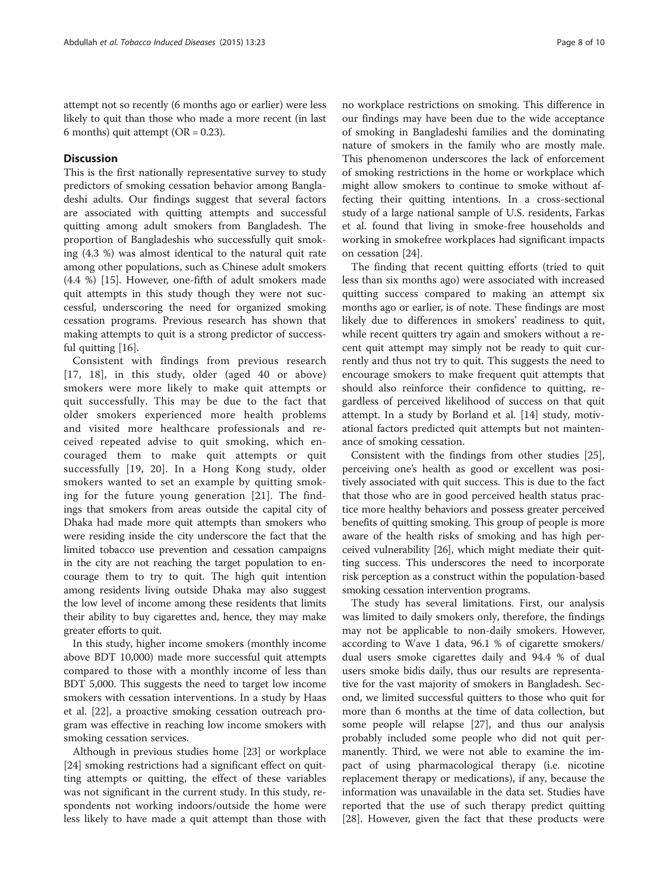attempt not so recently (6 months ago or earlier) were less likely to quit than those who made a more recent (in last 6 months) quit attempt (OR = 0.23).

## Discussion

This is the first nationally representative survey to study predictors of smoking cessation behavior among Bangladeshi adults. Our findings suggest that several factors are associated with quitting attempts and successful quitting among adult smokers from Bangladesh. The proportion of Bangladeshis who successfully quit smoking (4.3 %) was almost identical to the natural quit rate among other populations, such as Chinese adult smokers (4.4 %) [15]. However, one-fifth of adult smokers made quit attempts in this study though they were not successful, underscoring the need for organized smoking cessation programs. Previous research has shown that making attempts to quit is a strong predictor of successful quitting [16].

Consistent with findings from previous research [17, 18], in this study, older (aged 40 or above) smokers were more likely to make quit attempts or quit successfully. This may be due to the fact that older smokers experienced more health problems and visited more healthcare professionals and received repeated advise to quit smoking, which encouraged them to make quit attempts or quit successfully [19, 20]. In a Hong Kong study, older smokers wanted to set an example by quitting smoking for the future young generation [21]. The findings that smokers from areas outside the capital city of Dhaka had made more quit attempts than smokers who were residing inside the city underscore the fact that the limited tobacco use prevention and cessation campaigns in the city are not reaching the target population to encourage them to try to quit. The high quit intention among residents living outside Dhaka may also suggest the low level of income among these residents that limits their ability to buy cigarettes and, hence, they may make greater efforts to quit.

In this study, higher income smokers (monthly income above BDT 10,000) made more successful quit attempts compared to those with a monthly income of less than BDT 5,000. This suggests the need to target low income smokers with cessation interventions. In a study by Haas et al. [22], a proactive smoking cessation outreach program was effective in reaching low income smokers with smoking cessation services.

Although in previous studies home [23] or workplace [24] smoking restrictions had a significant effect on quitting attempts or quitting, the effect of these variables was not significant in the current study. In this study, respondents not working indoors/outside the home were less likely to have made a quit attempt than those with no workplace restrictions on smoking. This difference in our findings may have been due to the wide acceptance of smoking in Bangladeshi families and the dominating nature of smokers in the family who are mostly male. This phenomenon underscores the lack of enforcement of smoking restrictions in the home or workplace which might allow smokers to continue to smoke without affecting their quitting intentions. In a cross-sectional study of a large national sample of U.S. residents, Farkas et al. found that living in smoke-free households and working in smokefree workplaces had significant impacts on cessation [24].

The finding that recent quitting efforts (tried to quit less than six months ago) were associated with increased quitting success compared to making an attempt six months ago or earlier, is of note. These findings are most likely due to differences in smokers' readiness to quit, while recent quitters try again and smokers without a recent quit attempt may simply not be ready to quit currently and thus not try to quit. This suggests the need to encourage smokers to make frequent quit attempts that should also reinforce their confidence to quitting, regardless of perceived likelihood of success on that quit attempt. In a study by Borland et al. [14] study, motivational factors predicted quit attempts but not maintenance of smoking cessation.

Consistent with the findings from other studies [25], perceiving one's health as good or excellent was positively associated with quit success. This is due to the fact that those who are in good perceived health status practice more healthy behaviors and possess greater perceived benefits of quitting smoking. This group of people is more aware of the health risks of smoking and has high perceived vulnerability [26], which might mediate their quitting success. This underscores the need to incorporate risk perception as a construct within the population-based smoking cessation intervention programs.

The study has several limitations. First, our analysis was limited to daily smokers only, therefore, the findings may not be applicable to non-daily smokers. However, according to Wave 1 data, 96.1 % of cigarette smokers/dual users smoke cigarettes daily and 94.4 % of dual users smoke bidis daily, thus our results are representative for the vast majority of smokers in Bangladesh. Second, we limited successful quitters to those who quit for more than 6 months at the time of data collection, but some people will relapse [27], and thus our analysis probably included some people who did not quit permanently. Third, we were not able to examine the impact of using pharmacological therapy (i.e. nicotine replacement therapy or medications), if any, because the information was unavailable in the data set. Studies have reported that the use of such therapy predict quitting [28]. However, given the fact that these products were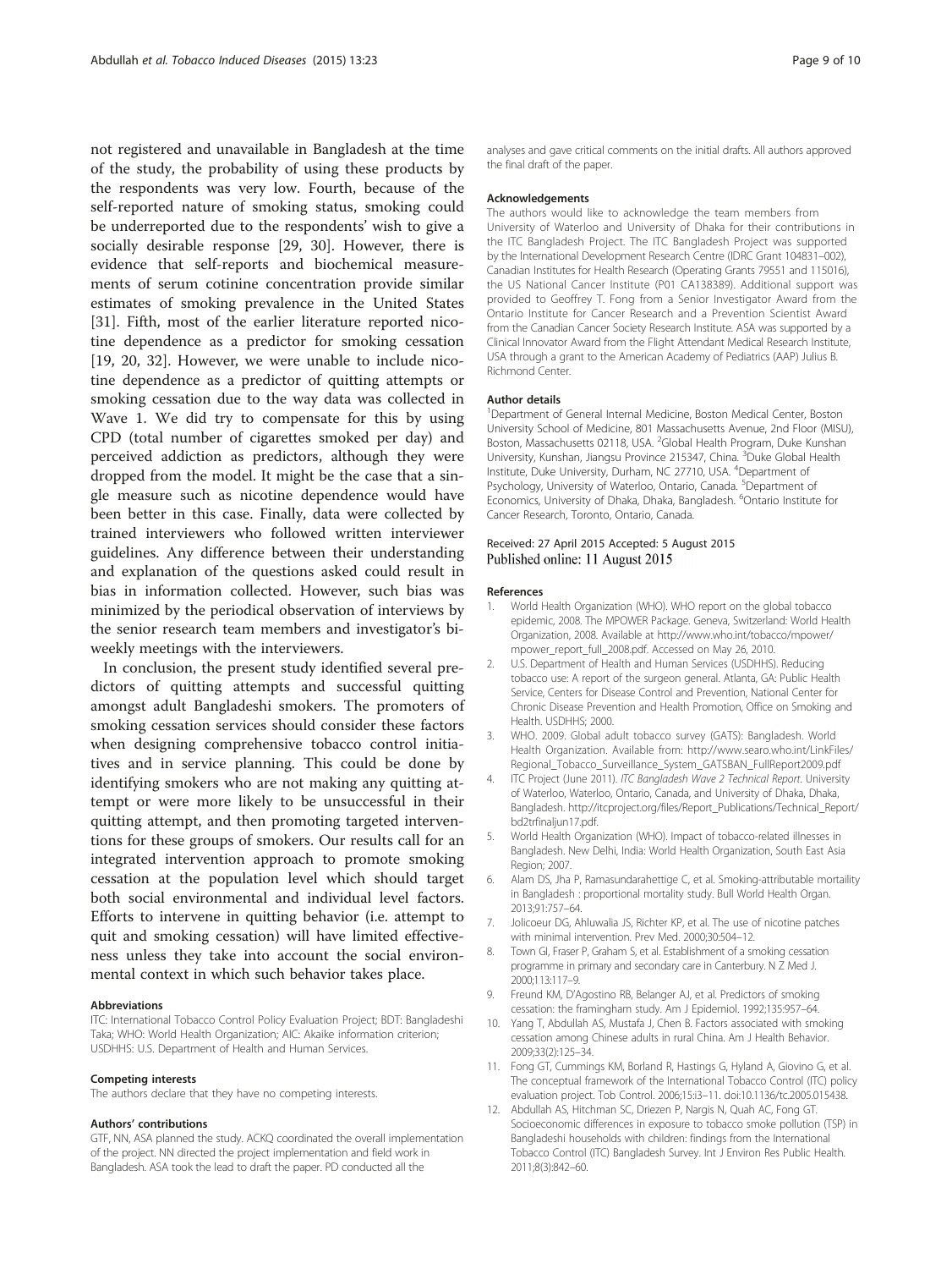not registered and unavailable in Bangladesh at the time of the study, the probability of using these products by the respondents was very low. Fourth, because of the self-reported nature of smoking status, smoking could be underreported due to the respondents' wish to give a socially desirable response [29, 30]. However, there is evidence that self-reports and biochemical measurements of serum cotinine concentration provide similar estimates of smoking prevalence in the United States [31]. Fifth, most of the earlier literature reported nicotine dependence as a predictor for smoking cessation [19, 20, 32]. However, we were unable to include nicotine dependence as a predictor of quitting attempts or smoking cessation due to the way data was collected in Wave 1. We did try to compensate for this by using CPD (total number of cigarettes smoked per day) and perceived addiction as predictors, although they were dropped from the model. It might be the case that a single measure such as nicotine dependence would have been better in this case. Finally, data were collected by trained interviewers who followed written interviewer guidelines. Any difference between their understanding and explanation of the questions asked could result in bias in information collected. However, such bias was minimized by the periodical observation of interviews by the senior research team members and investigator's bi-weekly meetings with the interviewers.

In conclusion, the present study identified several predictors of quitting attempts and successful quitting amongst adult Bangladeshi smokers. The promoters of smoking cessation services should consider these factors when designing comprehensive tobacco control initiatives and in service planning. This could be done by identifying smokers who are not making any quitting attempt or were more likely to be unsuccessful in their quitting attempt, and then promoting targeted interventions for these groups of smokers. Our results call for an integrated intervention approach to promote smoking cessation at the population level which should target both social environmental and individual level factors. Efforts to intervene in quitting behavior (i.e. attempt to quit and smoking cessation) will have limited effectiveness unless they take into account the social environmental context in which such behavior takes place.

#### Abbreviations

ITC: International Tobacco Control Policy Evaluation Project; BDT: Bangladeshi Taka; WHO: World Health Organization; AIC: Akaike information criterion; USDHHS: U.S. Department of Health and Human Services.

#### Competing interests

The authors declare that they have no competing interests.

#### Authors' contributions

GTF, NN, ASA planned the study. ACKQ coordinated the overall implementation of the project. NN directed the project implementation and field work in Bangladesh. ASA took the lead to draft the paper. PD conducted all the analyses and gave critical comments on the initial drafts. All authors approved the final draft of the paper.

#### Acknowledgements

The authors would like to acknowledge the team members from University of Waterloo and University of Dhaka for their contributions in the ITC Bangladesh Project. The ITC Bangladesh Project was supported by the International Development Research Centre (IDRC Grant 104831–002), Canadian Institutes for Health Research (Operating Grants 79551 and 115016), the US National Cancer Institute (P01 CA138389). Additional support was provided to Geoffrey T. Fong from a Senior Investigator Award from the Ontario Institute for Cancer Research and a Prevention Scientist Award from the Canadian Cancer Society Research Institute. ASA was supported by a Clinical Innovator Award from the Flight Attendant Medical Research Institute, USA through a grant to the American Academy of Pediatrics (AAP) Julius B. Richmond Center.

#### Author details

[1]Department of General Internal Medicine, Boston Medical Center, Boston University School of Medicine, 801 Massachusetts Avenue, 2nd Floor (MISU), Boston, Massachusetts 02118, USA. [2]Global Health Program, Duke Kunshan University, Kunshan, Jiangsu Province 215347, China. [3]Duke Global Health Institute, Duke University, Durham, NC 27710, USA. [4]Department of Psychology, University of Waterloo, Ontario, Canada. [5]Department of Economics, University of Dhaka, Dhaka, Bangladesh. [6]Ontario Institute for Cancer Research, Toronto, Ontario, Canada.

Received: 27 April 2015 Accepted: 5 August 2015
Published online: 11 August 2015

#### References

1. World Health Organization (WHO). WHO report on the global tobacco epidemic, 2008. The MPOWER Package. Geneva, Switzerland: World Health Organization, 2008. Available at http://www.who.int/tobacco/mpower/mpower_report_full_2008.pdf. Accessed on May 26, 2010.
2. U.S. Department of Health and Human Services (USDHHS). Reducing tobacco use: A report of the surgeon general. Atlanta, GA: Public Health Service, Centers for Disease Control and Prevention, National Center for Chronic Disease Prevention and Health Promotion, Office on Smoking and Health. USDHHS; 2000.
3. WHO. 2009. Global adult tobacco survey (GATS): Bangladesh. World Health Organization. Available from: http://www.searo.who.int/LinkFiles/Regional_Tobacco_Surveillance_System_GATSBAN_FullReport2009.pdf
4. ITC Project (June 2011). *ITC Bangladesh Wave 2 Technical Report*. University of Waterloo, Waterloo, Ontario, Canada, and University of Dhaka, Dhaka, Bangladesh. http://itcproject.org/files/Report_Publications/Technical_Report/bd2trfinaljun17.pdf.
5. World Health Organization (WHO). Impact of tobacco-related illnesses in Bangladesh. New Delhi, India: World Health Organization, South East Asia Region; 2007.
6. Alam DS, Jha P, Ramasundarahettige C, et al. Smoking-attributable mortaility in Bangladesh : proportional mortality study. Bull World Health Organ. 2013;91:757–64.
7. Jolicoeur DG, Ahluwalia JS, Richter KP, et al. The use of nicotine patches with minimal intervention. Prev Med. 2000;30:504–12.
8. Town GI, Fraser P, Graham S, et al. Establishment of a smoking cessation programme in primary and secondary care in Canterbury. N Z Med J. 2000;113:117–9.
9. Freund KM, D'Agostino RB, Belanger AJ, et al. Predictors of smoking cessation: the framingham study. Am J Epidemiol. 1992;135:957–64.
10. Yang T, Abdullah AS, Mustafa J, Chen B. Factors associated with smoking cessation among Chinese adults in rural China. Am J Health Behavior. 2009;33(2):125–34.
11. Fong GT, Cummings KM, Borland R, Hastings G, Hyland A, Giovino G, et al. The conceptual framework of the International Tobacco Control (ITC) policy evaluation project. Tob Control. 2006;15:i3–11. doi:10.1136/tc.2005.015438.
12. Abdullah AS, Hitchman SC, Driezen P, Nargis N, Quah AC, Fong GT. Socioeconomic differences in exposure to tobacco smoke pollution (TSP) in Bangladeshi households with children: findings from the International Tobacco Control (ITC) Bangladesh Survey. Int J Environ Res Public Health. 2011;8(3):842–60.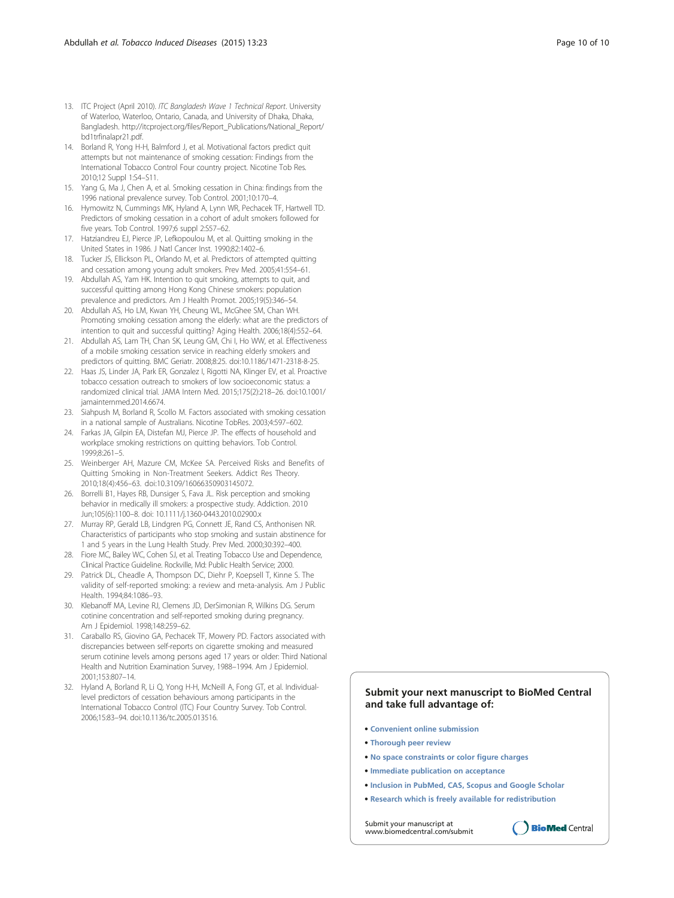13. ITC Project (April 2010). *ITC Bangladesh Wave 1 Technical Report*. University of Waterloo, Waterloo, Ontario, Canada, and University of Dhaka, Dhaka, Bangladesh. http://itcproject.org/files/Report_Publications/National_Report/bd1trfinalapr21.pdf.
14. Borland R, Yong H-H, Balmford J, et al. Motivational factors predict quit attempts but not maintenance of smoking cessation: Findings from the International Tobacco Control Four country project. Nicotine Tob Res. 2010;12 Suppl 1:S4–S11.
15. Yang G, Ma J, Chen A, et al. Smoking cessation in China: findings from the 1996 national prevalence survey. Tob Control. 2001;10:170–4.
16. Hymowitz N, Cummings MK, Hyland A, Lynn WR, Pechacek TF, Hartwell TD. Predictors of smoking cessation in a cohort of adult smokers followed for five years. Tob Control. 1997;6 suppl 2:S57–62.
17. Hatziandreu EJ, Pierce JP, Lefkopoulou M, et al. Quitting smoking in the United States in 1986. J Natl Cancer Inst. 1990;82:1402–6.
18. Tucker JS, Ellickson PL, Orlando M, et al. Predictors of attempted quitting and cessation among young adult smokers. Prev Med. 2005;41:554–61.
19. Abdullah AS, Yam HK. Intention to quit smoking, attempts to quit, and successful quitting among Hong Kong Chinese smokers: population prevalence and predictors. Am J Health Promot. 2005;19(5):346–54.
20. Abdullah AS, Ho LM, Kwan YH, Cheung WL, McGhee SM, Chan WH. Promoting smoking cessation among the elderly: what are the predictors of intention to quit and successful quitting? Aging Health. 2006;18(4):552–64.
21. Abdullah AS, Lam TH, Chan SK, Leung GM, Chi I, Ho WW, et al. Effectiveness of a mobile smoking cessation service in reaching elderly smokers and predictors of quitting. BMC Geriatr. 2008;8:25. doi:10.1186/1471-2318-8-25.
22. Haas JS, Linder JA, Park ER, Gonzalez I, Rigotti NA, Klinger EV, et al. Proactive tobacco cessation outreach to smokers of low socioeconomic status: a randomized clinical trial. JAMA Intern Med. 2015;175(2):218–26. doi:10.1001/jamainternmed.2014.6674.
23. Siahpush M, Borland R, Scollo M. Factors associated with smoking cessation in a national sample of Australians. Nicotine TobRes. 2003;4:597–602.
24. Farkas JA, Gilpin EA, Distefan MJ, Pierce JP. The effects of household and workplace smoking restrictions on quitting behaviors. Tob Control. 1999;8:261–5.
25. Weinberger AH, Mazure CM, McKee SA. Perceived Risks and Benefits of Quitting Smoking in Non-Treatment Seekers. Addict Res Theory. 2010;18(4):456–63. doi:10.3109/16066350903145072.
26. Borrelli B1, Hayes RB, Dunsiger S, Fava JL. Risk perception and smoking behavior in medically ill smokers: a prospective study. Addiction. 2010 Jun;105(6):1100–8. doi: 10.1111/j.1360-0443.2010.02900.x
27. Murray RP, Gerald LB, Lindgren PG, Connett JE, Rand CS, Anthonisen NR. Characteristics of participants who stop smoking and sustain abstinence for 1 and 5 years in the Lung Health Study. Prev Med. 2000;30:392–400.
28. Fiore MC, Bailey WC, Cohen SJ, et al. Treating Tobacco Use and Dependence, Clinical Practice Guideline. Rockville, Md: Public Health Service; 2000.
29. Patrick DL, Cheadle A, Thompson DC, Diehr P, Koepsell T, Kinne S. The validity of self-reported smoking: a review and meta-analysis. Am J Public Health. 1994;84:1086–93.
30. Klebanoff MA, Levine RJ, Clemens JD, DerSimonian R, Wilkins DG. Serum cotinine concentration and self-reported smoking during pregnancy. Am J Epidemiol. 1998;148:259–62.
31. Caraballo RS, Giovino GA, Pechacek TF, Mowery PD. Factors associated with discrepancies between self-reports on cigarette smoking and measured serum cotinine levels among persons aged 17 years or older: Third National Health and Nutrition Examination Survey, 1988–1994. Am J Epidemiol. 2001;153:807–14.
32. Hyland A, Borland R, Li Q, Yong H-H, McNeill A, Fong GT, et al. Individual-level predictors of cessation behaviours among participants in the International Tobacco Control (ITC) Four Country Survey. Tob Control. 2006;15:83–94. doi:10.1136/tc.2005.013516.

**Submit your next manuscript to BioMed Central and take full advantage of:**

- **Convenient online submission**
- **Thorough peer review**
- **No space constraints or color figure charges**
- **Immediate publication on acceptance**
- **Inclusion in PubMed, CAS, Scopus and Google Scholar**
- **Research which is freely available for redistribution**

Submit your manuscript at
www.biomedcentral.com/submit

BioMed Central